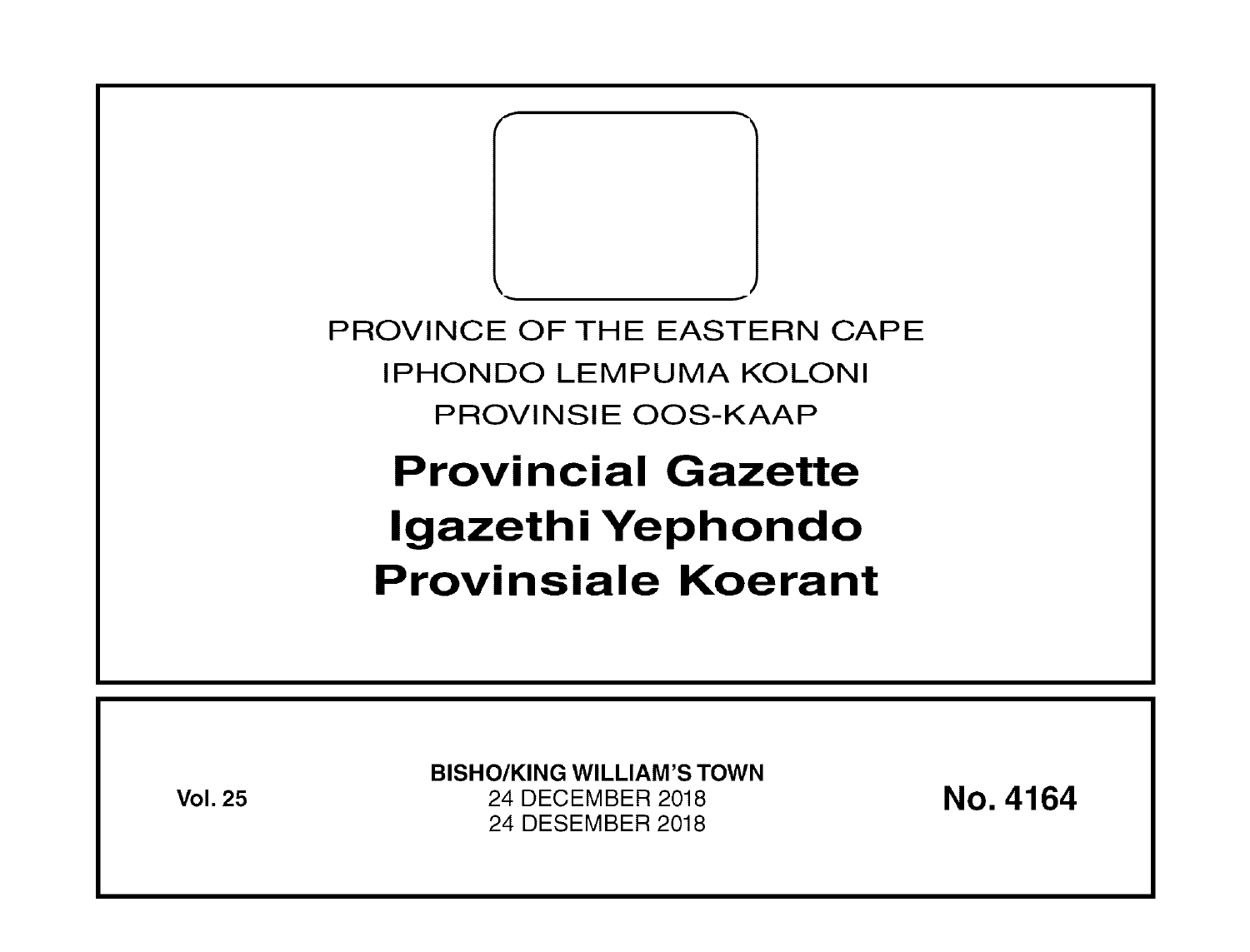PROVINCE OF THE EASTERN CAPE

IPHONDO LEMPUMA KOLONI

PROVINSIE OOS-KAAP

# Provincial Gazette

# Igazethi Yephondo

# Provinsiale Koerant

**Vol. 25**

**BISHO/KING WILLIAM'S TOWN**

24 DECEMBER 2018

24 DESEMBER 2018

**No. 4164**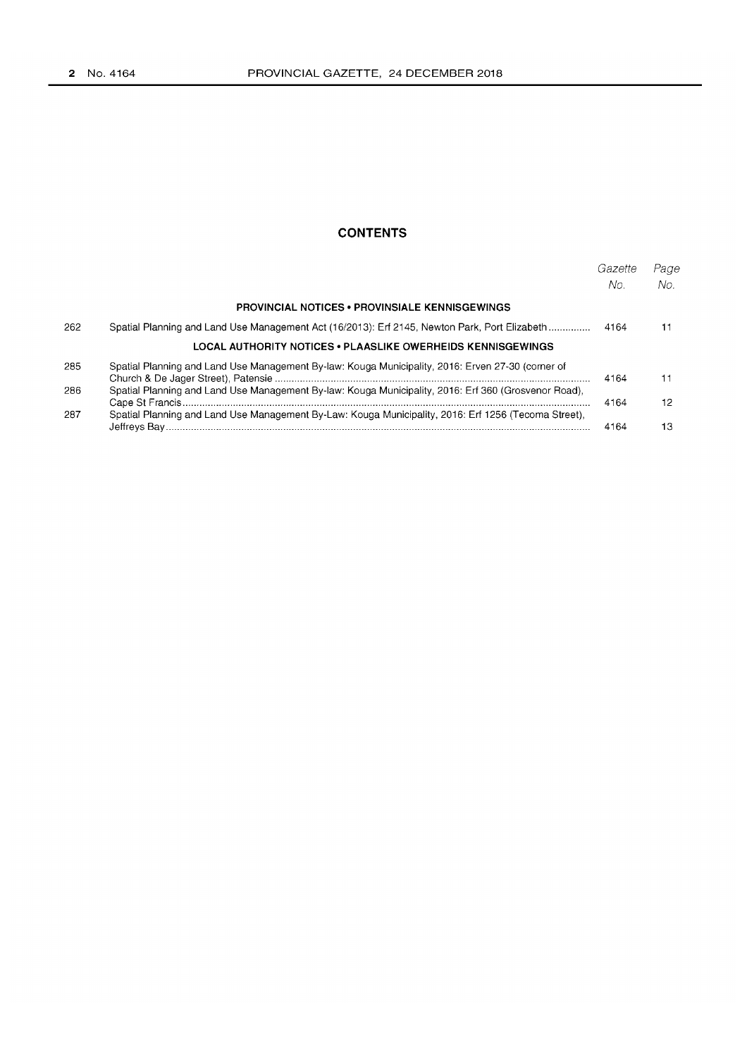# CONTENTS

| | | Gazette No. | Page No. |
|---|---|---|---|
| | **PROVINCIAL NOTICES • PROVINSIALE KENNISGEWINGS** | | |
| 262 | Spatial Planning and Land Use Management Act (16/2013): Erf 2145, Newton Park, Port Elizabeth | 4164 | 11 |
| | **LOCAL AUTHORITY NOTICES • PLAASLIKE OWERHEIDS KENNISGEWINGS** | | |
| 285 | Spatial Planning and Land Use Management By-law: Kouga Municipality, 2016: Erven 27-30 (corner of Church & De Jager Street), Patensie | 4164 | 11 |
| 286 | Spatial Planning and Land Use Management By-law: Kouga Municipality, 2016: Erf 360 (Grosvenor Road), Cape St Francis | 4164 | 12 |
| 287 | Spatial Planning and Land Use Management By-Law: Kouga Municipality, 2016: Erf 1256 (Tecoma Street), Jeffreys Bay | 4164 | 13 |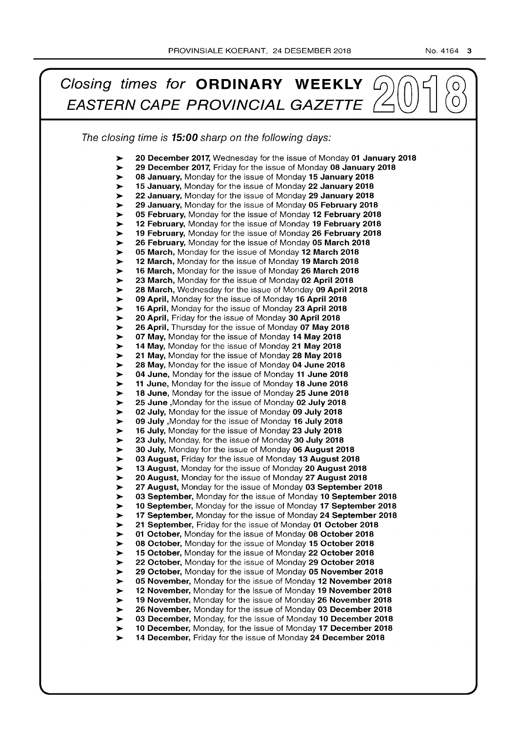# *Closing times for* **ORDINARY WEEKLY** *EASTERN CAPE PROVINCIAL GAZETTE* 2018

*The closing time is **15:00** sharp on the following days:*

- **20 December 2017,** Wednesday for the issue of Monday **01 January 2018**
- **29 December 2017,** Friday for the issue of Monday **08 January 2018**
- **08 January,** Monday for the issue of Monday **15 January 2018**
- **15 January,** Monday for the issue of Monday **22 January 2018**
- **22 January,** Monday for the issue of Monday **29 January 2018**
- **29 January,** Monday for the issue of Monday **05 February 2018**
- **05 February,** Monday for the issue of Monday **12 February 2018**
- **12 February,** Monday for the issue of Monday **19 February 2018**
- **19 February,** Monday for the issue of Monday **26 February 2018**
- **26 February,** Monday for the issue of Monday **05 March 2018**
- **05 March,** Monday for the issue of Monday **12 March 2018**
- **12 March,** Monday for the issue of Monday **19 March 2018**
- **16 March,** Monday for the issue of Monday **26 March 2018**
- **23 March,** Monday for the issue of Monday **02 April 2018**
- **28 March,** Wednesday for the issue of Monday **09 April 2018**
- **09 April,** Monday for the issue of Monday **16 April 2018**
- **16 April,** Monday for the issue of Monday **23 April 2018**
- **20 April,** Friday for the issue of Monday **30 April 2018**
- **26 April,** Thursday for the issue of Monday **07 May 2018**
- **07 May,** Monday for the issue of Monday **14 May 2018**
- **14 May,** Monday for the issue of Monday **21 May 2018**
- **21 May,** Monday for the issue of Monday **28 May 2018**
- **28 May,** Monday for the issue of Monday **04 June 2018**
- **04 June,** Monday for the issue of Monday **11 June 2018**
- **11 June,** Monday for the issue of Monday **18 June 2018**
- **18 June,** Monday for the issue of Monday **25 June 2018**
- **25 June** ,Monday for the issue of Monday **02 July 2018**
- **02 July,** Monday for the issue of Monday **09 July 2018**
- **09 July** ,Monday for the issue of Monday **16 July 2018**
- **16 July,** Monday for the issue of Monday **23 July 2018**
- **23 July,** Monday, for the issue of Monday **30 July 2018**
- **30 July,** Monday for the issue of Monday **06 August 2018**
- **03 August,** Friday for the issue of Monday **13 August 2018**
- **13 August,** Monday for the issue of Monday **20 August 2018**
- **20 August,** Monday for the issue of Monday **27 August 2018**
- **27 August,** Monday for the issue of Monday **03 September 2018**
- **03 September,** Monday for the issue of Monday **10 September 2018**
- **10 September,** Monday for the issue of Monday **17 September 2018**
- **17 September,** Monday for the issue of Monday **24 September 2018**
- **21 September,** Friday for the issue of Monday **01 October 2018**
- **01 October,** Monday for the issue of Monday **08 October 2018**
- **08 October,** Monday for the issue of Monday **15 October 2018**
- **15 October,** Monday for the issue of Monday **22 October 2018**
- **22 October,** Monday for the issue of Monday **29 October 2018**
- **29 October,** Monday for the issue of Monday **05 November 2018**
- **05 November,** Monday for the issue of Monday **12 November 2018**
- **12 November,** Monday for the issue of Monday **19 November 2018**
- **19 November,** Monday for the issue of Monday **26 November 2018**
- **26 November,** Monday for the issue of Monday **03 December 2018**
- **03 December,** Monday, for the issue of Monday **10 December 2018**
- **10 December,** Monday, for the issue of Monday **17 December 2018**
- **14 December,** Friday for the issue of Monday **24 December 2018**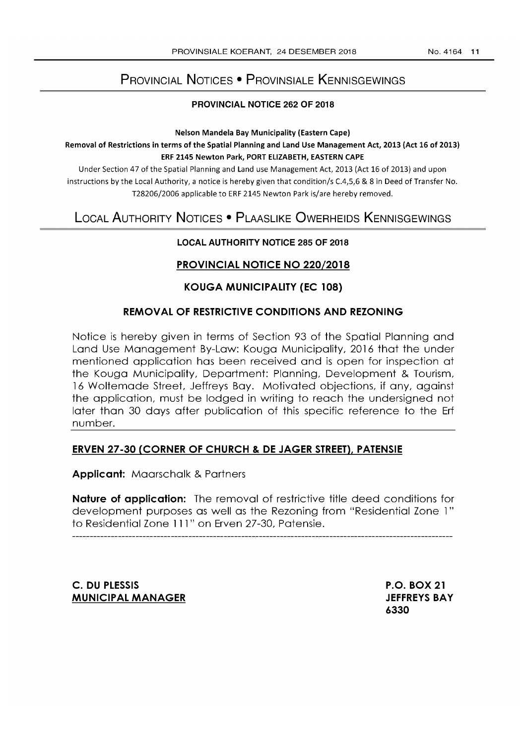# Provincial Notices • Provinsiale Kennisgewings

## PROVINCIAL NOTICE 262 OF 2018

**Nelson Mandela Bay Municipality (Eastern Cape)**

**Removal of Restrictions in terms of the Spatial Planning and Land Use Management Act, 2013 (Act 16 of 2013)**
**ERF 2145 Newton Park, PORT ELIZABETH, EASTERN CAPE**

Under Section 47 of the Spatial Planning and Land use Management Act, 2013 (Act 16 of 2013) and upon instructions by the Local Authority, a notice is hereby given that condition/s C.4,5,6 & 8 in Deed of Transfer No. T28206/2006 applicable to ERF 2145 Newton Park is/are hereby removed.

# Local Authority Notices • Plaaslike Owerheids Kennisgewings

## LOCAL AUTHORITY NOTICE 285 OF 2018

### PROVINCIAL NOTICE NO 220/2018

### KOUGA MUNICIPALITY (EC 108)

### REMOVAL OF RESTRICTIVE CONDITIONS AND REZONING

Notice is hereby given in terms of Section 93 of the Spatial Planning and Land Use Management By-Law: Kouga Municipality, 2016 that the under mentioned application has been received and is open for inspection at the Kouga Municipality, Department: Planning, Development & Tourism, 16 Woltemade Street, Jeffreys Bay. Motivated objections, if any, against the application, must be lodged in writing to reach the undersigned not later than 30 days after publication of this specific reference to the Erf number.

**ERVEN 27-30 (CORNER OF CHURCH & DE JAGER STREET), PATENSIE**

**Applicant:** Maarschalk & Partners

**Nature of application:** The removal of restrictive title deed conditions for development purposes as well as the Rezoning from "Residential Zone 1" to Residential Zone 111" on Erven 27-30, Patensie.

---

**C. DU PLESSIS**
**MUNICIPAL MANAGER**

**P.O. BOX 21**
**JEFFREYS BAY**
**6330**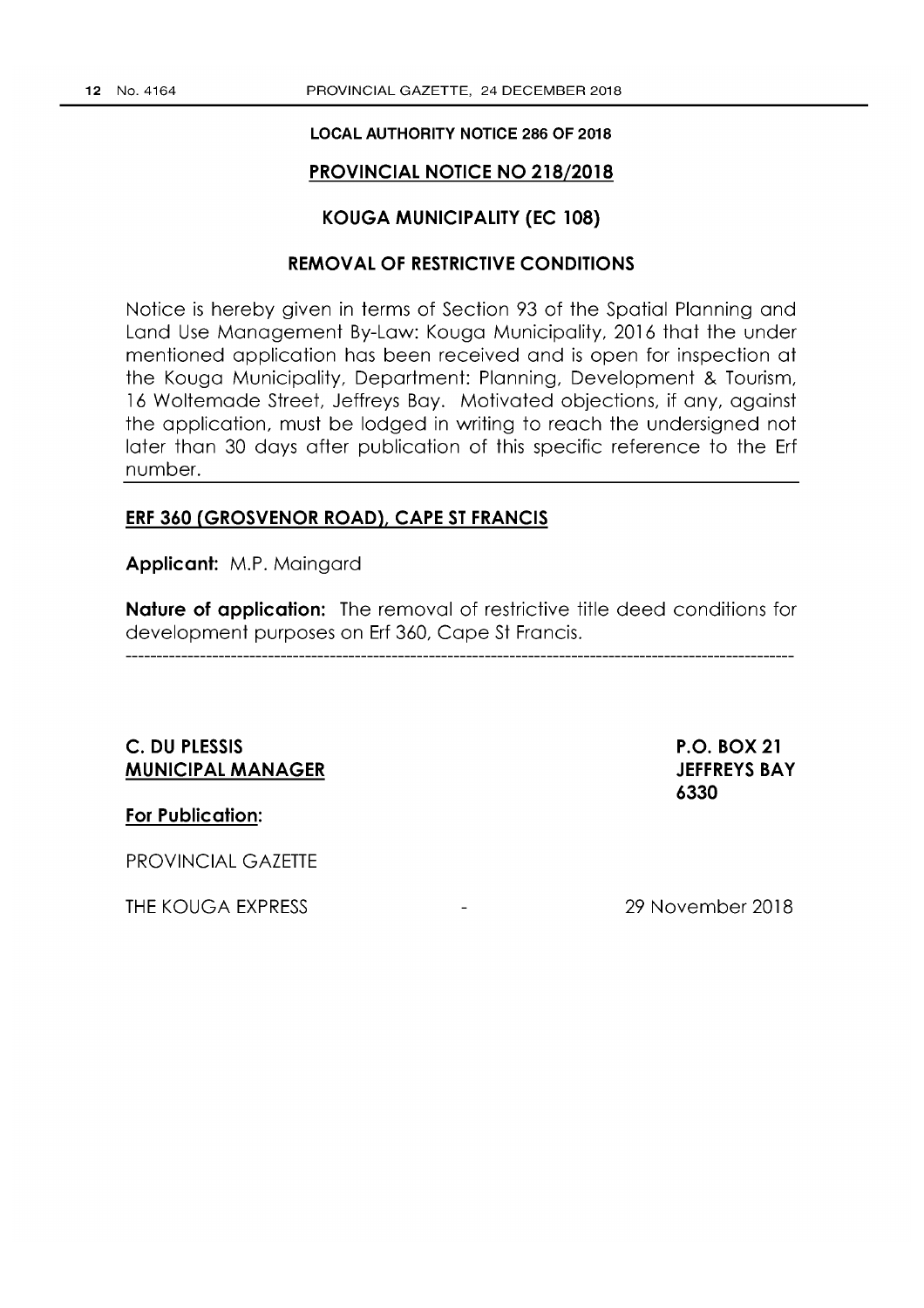**LOCAL AUTHORITY NOTICE 286 OF 2018**

## PROVINCIAL NOTICE NO 218/2018

## KOUGA MUNICIPALITY (EC 108)

## REMOVAL OF RESTRICTIVE CONDITIONS

Notice is hereby given in terms of Section 93 of the Spatial Planning and Land Use Management By-Law: Kouga Municipality, 2016 that the under mentioned application has been received and is open for inspection at the Kouga Municipality, Department: Planning, Development & Tourism, 16 Woltemade Street, Jeffreys Bay. Motivated objections, if any, against the application, must be lodged in writing to reach the undersigned not later than 30 days after publication of this specific reference to the Erf number.

**ERF 360 (GROSVENOR ROAD), CAPE ST FRANCIS**

**Applicant:** M.P. Maingard

**Nature of application:** The removal of restrictive title deed conditions for development purposes on Erf 360, Cape St Francis.

---

**C. DU PLESSIS**
**MUNICIPAL MANAGER**

**P.O. BOX 21**
**JEFFREYS BAY**
**6330**

**For Publication:**

PROVINCIAL GAZETTE

THE KOUGA EXPRESS - 29 November 2018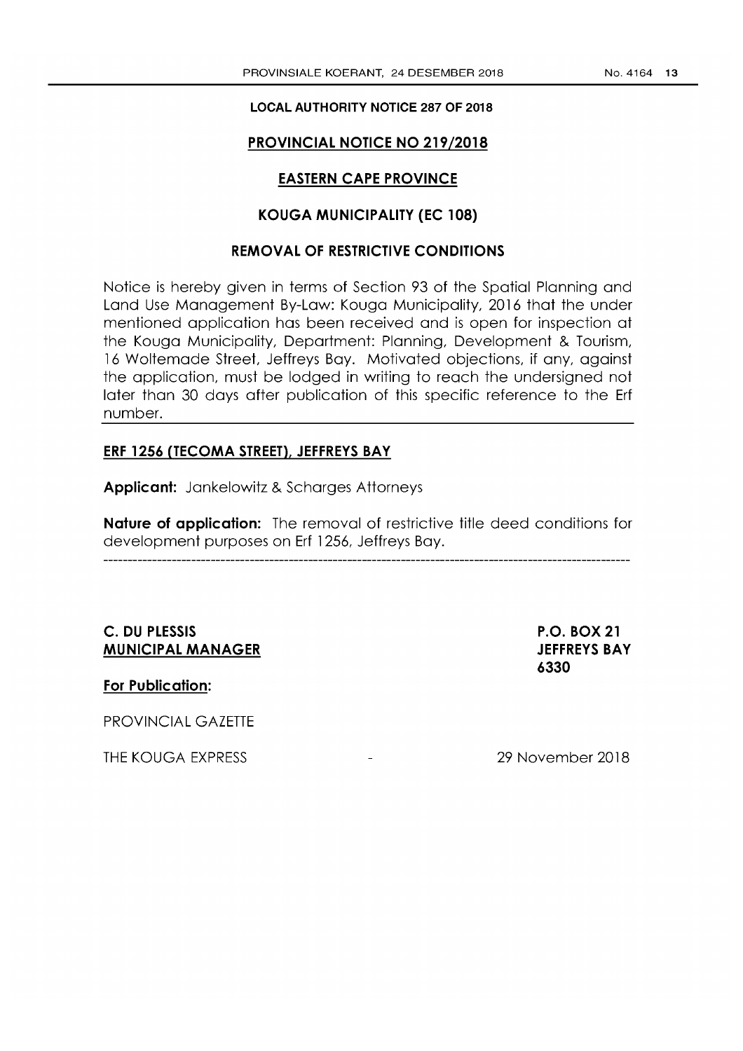**LOCAL AUTHORITY NOTICE 287 OF 2018**

## PROVINCIAL NOTICE NO 219/2018

## EASTERN CAPE PROVINCE

## KOUGA MUNICIPALITY (EC 108)

## REMOVAL OF RESTRICTIVE CONDITIONS

Notice is hereby given in terms of Section 93 of the Spatial Planning and Land Use Management By-Law: Kouga Municipality, 2016 that the under mentioned application has been received and is open for inspection at the Kouga Municipality, Department: Planning, Development & Tourism, 16 Woltemade Street, Jeffreys Bay. Motivated objections, if any, against the application, must be lodged in writing to reach the undersigned not later than 30 days after publication of this specific reference to the Erf number.

---

**ERF 1256 (TECOMA STREET), JEFFREYS BAY**

**Applicant:** Jankelowitz & Scharges Attorneys

**Nature of application:** The removal of restrictive title deed conditions for development purposes on Erf 1256, Jeffreys Bay.

---

**C. DU PLESSIS**
**MUNICIPAL MANAGER**

**P.O. BOX 21**
**JEFFREYS BAY**
**6330**

**For Publication:**

PROVINCIAL GAZETTE

THE KOUGA EXPRESS - 29 November 2018